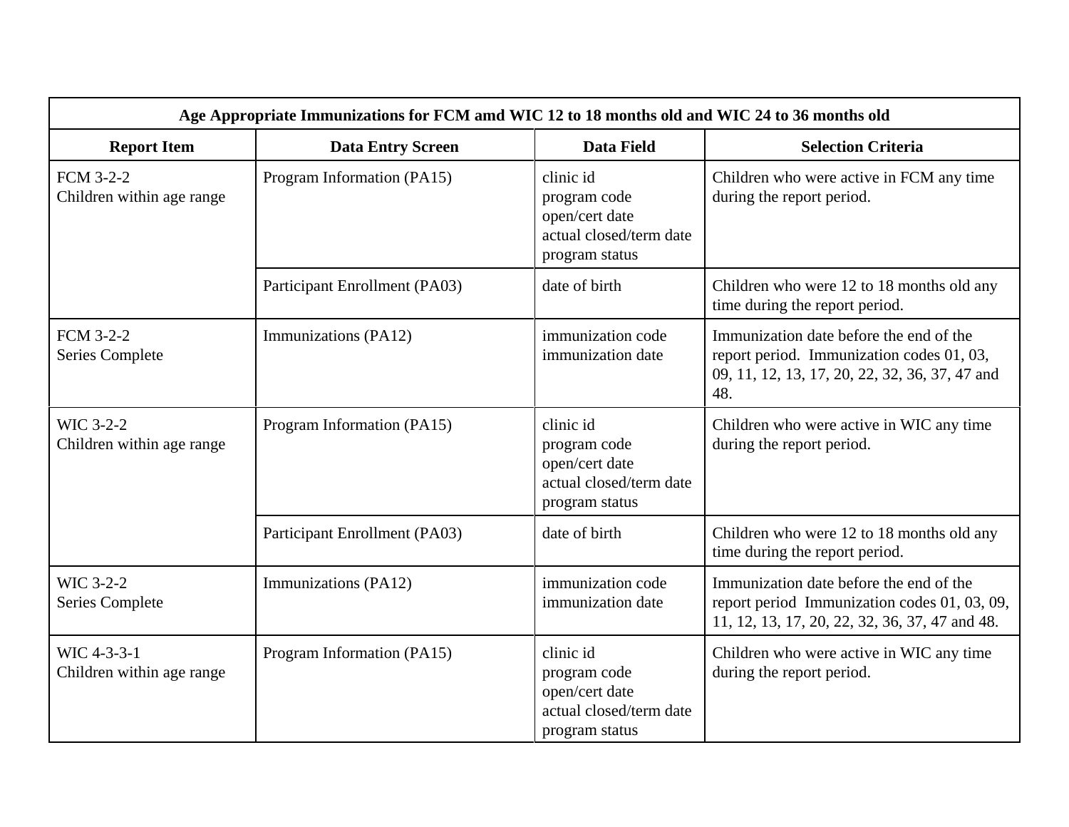| Age Appropriate Immunizations for FCM amd WIC 12 to 18 months old and WIC 24 to 36 months old | | | |
|---|---|---|---|
| **Report Item** | **Data Entry Screen** | **Data Field** | **Selection Criteria** |
| FCM 3-2-2<br>Children within age range | Program Information (PA15) | clinic id<br>program code<br>open/cert date<br>actual closed/term date<br>program status | Children who were active in FCM any time during the report period. |
| | Participant Enrollment (PA03) | date of birth | Children who were 12 to 18 months old any time during the report period. |
| FCM 3-2-2<br>Series Complete | Immunizations (PA12) | immunization code<br>immunization date | Immunization date before the end of the report period. Immunization codes 01, 03, 09, 11, 12, 13, 17, 20, 22, 32, 36, 37, 47 and 48. |
| WIC 3-2-2<br>Children within age range | Program Information (PA15) | clinic id<br>program code<br>open/cert date<br>actual closed/term date<br>program status | Children who were active in WIC any time during the report period. |
| | Participant Enrollment (PA03) | date of birth | Children who were 12 to 18 months old any time during the report period. |
| WIC 3-2-2<br>Series Complete | Immunizations (PA12) | immunization code<br>immunization date | Immunization date before the end of the report period Immunization codes 01, 03, 09, 11, 12, 13, 17, 20, 22, 32, 36, 37, 47 and 48. |
| WIC 4-3-3-1<br>Children within age range | Program Information (PA15) | clinic id<br>program code<br>open/cert date<br>actual closed/term date<br>program status | Children who were active in WIC any time during the report period. |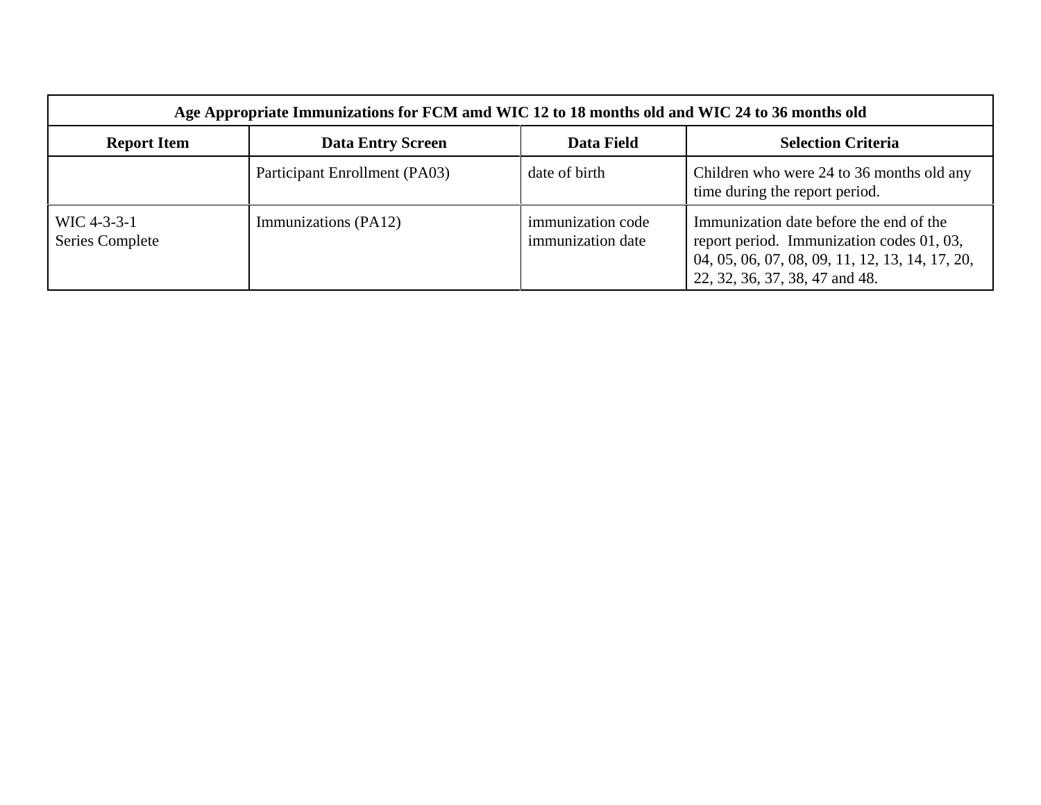| Age Appropriate Immunizations for FCM amd WIC 12 to 18 months old and WIC 24 to 36 months old | | | |
|---|---|---|---|
| **Report Item** | **Data Entry Screen** | **Data Field** | **Selection Criteria** |
| | Participant Enrollment (PA03) | date of birth | Children who were 24 to 36 months old any time during the report period. |
| WIC 4-3-3-1<br>Series Complete | Immunizations (PA12) | immunization code<br>immunization date | Immunization date before the end of the report period. Immunization codes 01, 03, 04, 05, 06, 07, 08, 09, 11, 12, 13, 14, 17, 20, 22, 32, 36, 37, 38, 47 and 48. |